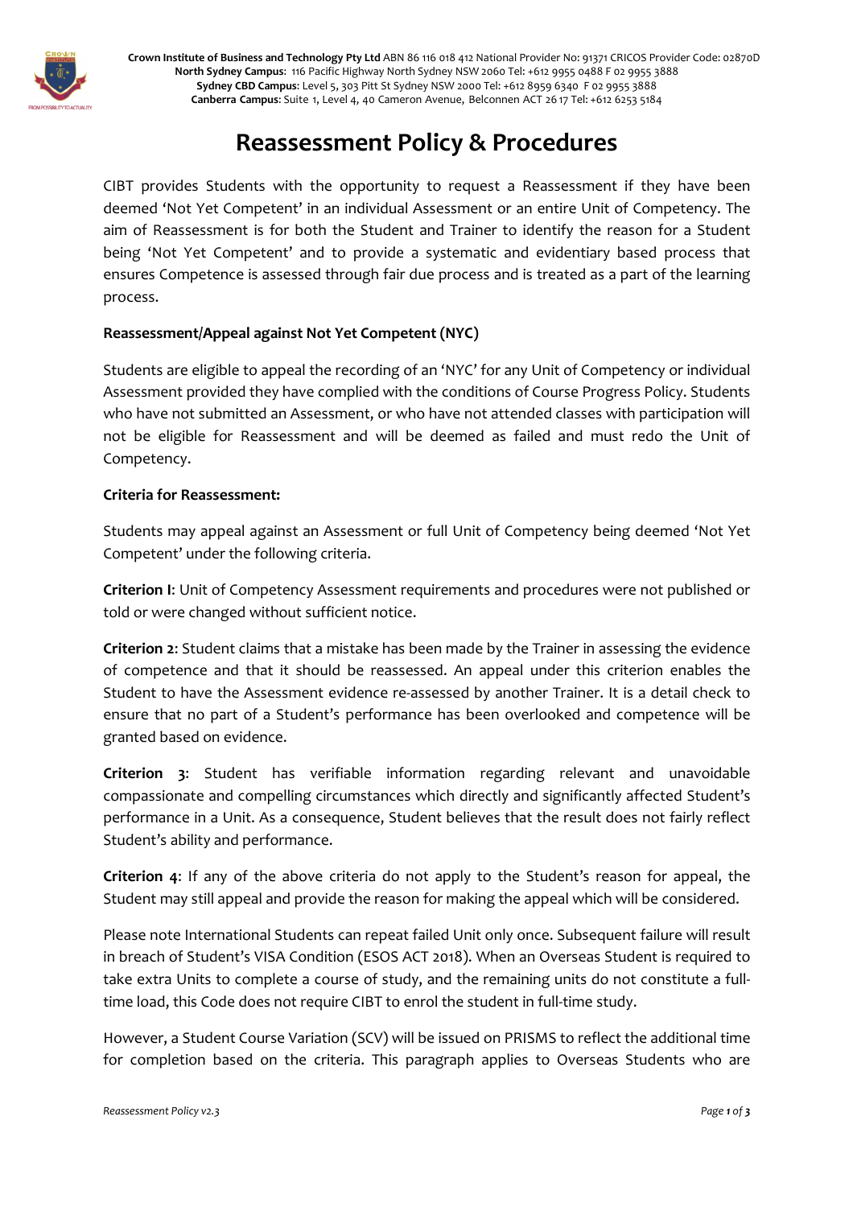**Crown Institute of Business and Technology Pty Ltd** ABN 86 116 018 412 National Provider No: 91371 CRICOS Provider Code: 02870D
**North Sydney Campus**: 116 Pacific Highway North Sydney NSW 2060 Tel: +612 9955 0488 F 02 9955 3888
**Sydney CBD Campus**: Level 5, 303 Pitt St Sydney NSW 2000 Tel: +612 8959 6340 F 02 9955 3888
**Canberra Campus**: Suite 1, Level 4, 40 Cameron Avenue, Belconnen ACT 26 17 Tel: +612 6253 5184

# Reassessment Policy & Procedures

CIBT provides Students with the opportunity to request a Reassessment if they have been deemed 'Not Yet Competent' in an individual Assessment or an entire Unit of Competency. The aim of Reassessment is for both the Student and Trainer to identify the reason for a Student being 'Not Yet Competent' and to provide a systematic and evidentiary based process that ensures Competence is assessed through fair due process and is treated as a part of the learning process.

**Reassessment/Appeal against Not Yet Competent (NYC)**

Students are eligible to appeal the recording of an 'NYC' for any Unit of Competency or individual Assessment provided they have complied with the conditions of Course Progress Policy. Students who have not submitted an Assessment, or who have not attended classes with participation will not be eligible for Reassessment and will be deemed as failed and must redo the Unit of Competency.

**Criteria for Reassessment:**

Students may appeal against an Assessment or full Unit of Competency being deemed 'Not Yet Competent' under the following criteria.

**Criterion I**: Unit of Competency Assessment requirements and procedures were not published or told or were changed without sufficient notice.

**Criterion 2**: Student claims that a mistake has been made by the Trainer in assessing the evidence of competence and that it should be reassessed. An appeal under this criterion enables the Student to have the Assessment evidence re-assessed by another Trainer. It is a detail check to ensure that no part of a Student's performance has been overlooked and competence will be granted based on evidence.

**Criterion 3**: Student has verifiable information regarding relevant and unavoidable compassionate and compelling circumstances which directly and significantly affected Student's performance in a Unit. As a consequence, Student believes that the result does not fairly reflect Student's ability and performance.

**Criterion 4**: If any of the above criteria do not apply to the Student's reason for appeal, the Student may still appeal and provide the reason for making the appeal which will be considered.

Please note International Students can repeat failed Unit only once. Subsequent failure will result in breach of Student's VISA Condition (ESOS ACT 2018). When an Overseas Student is required to take extra Units to complete a course of study, and the remaining units do not constitute a full-time load, this Code does not require CIBT to enrol the student in full-time study.

However, a Student Course Variation (SCV) will be issued on PRISMS to reflect the additional time for completion based on the criteria. This paragraph applies to Overseas Students who are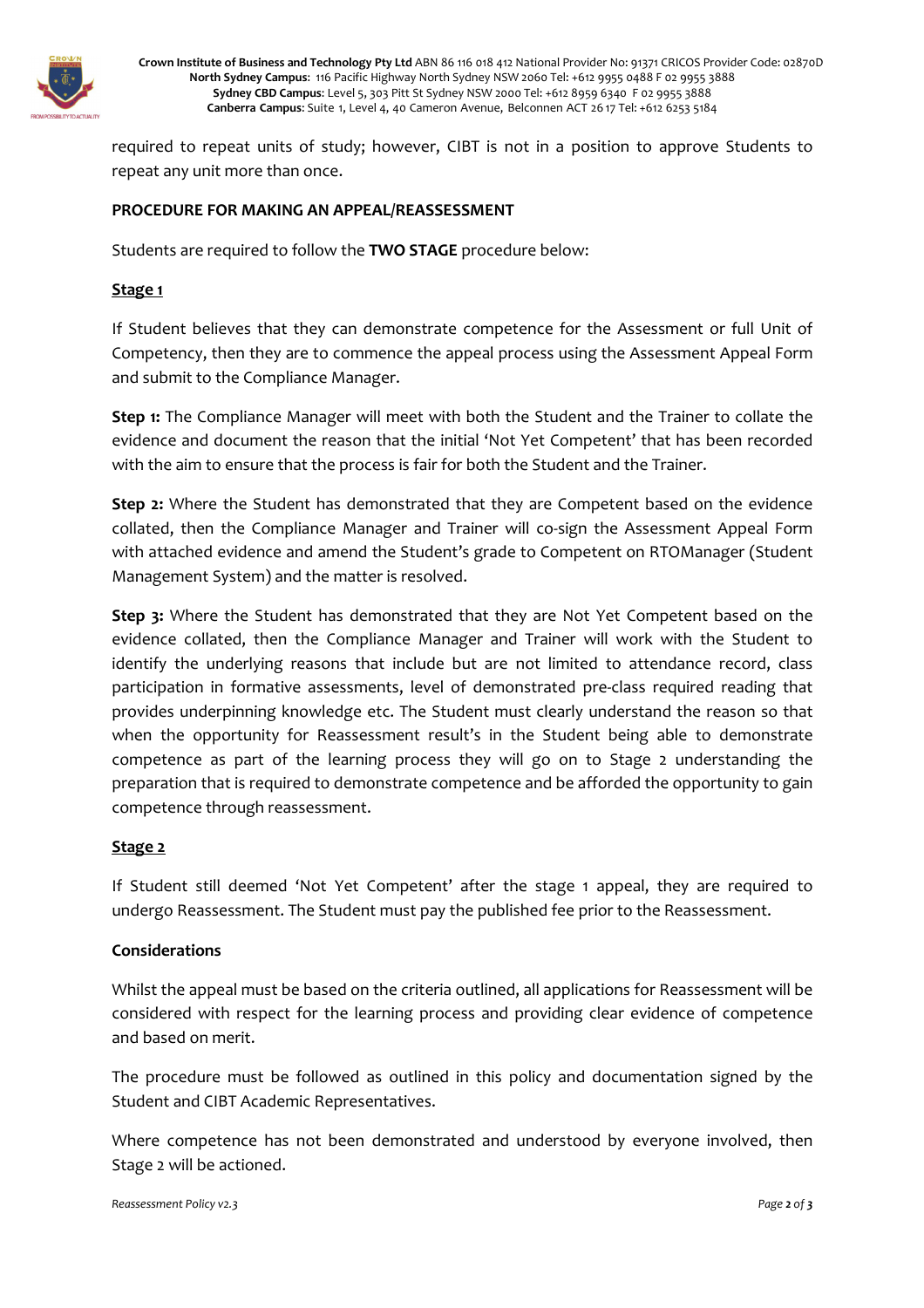required to repeat units of study; however, CIBT is not in a position to approve Students to repeat any unit more than once.

**PROCEDURE FOR MAKING AN APPEAL/REASSESSMENT**

Students are required to follow the **TWO STAGE** procedure below:

**Stage 1**

If Student believes that they can demonstrate competence for the Assessment or full Unit of Competency, then they are to commence the appeal process using the Assessment Appeal Form and submit to the Compliance Manager.

**Step 1:** The Compliance Manager will meet with both the Student and the Trainer to collate the evidence and document the reason that the initial 'Not Yet Competent' that has been recorded with the aim to ensure that the process is fair for both the Student and the Trainer.

**Step 2:** Where the Student has demonstrated that they are Competent based on the evidence collated, then the Compliance Manager and Trainer will co-sign the Assessment Appeal Form with attached evidence and amend the Student's grade to Competent on RTOManager (Student Management System) and the matter is resolved.

**Step 3:** Where the Student has demonstrated that they are Not Yet Competent based on the evidence collated, then the Compliance Manager and Trainer will work with the Student to identify the underlying reasons that include but are not limited to attendance record, class participation in formative assessments, level of demonstrated pre-class required reading that provides underpinning knowledge etc. The Student must clearly understand the reason so that when the opportunity for Reassessment result's in the Student being able to demonstrate competence as part of the learning process they will go on to Stage 2 understanding the preparation that is required to demonstrate competence and be afforded the opportunity to gain competence through reassessment.

**Stage 2**

If Student still deemed 'Not Yet Competent' after the stage 1 appeal, they are required to undergo Reassessment. The Student must pay the published fee prior to the Reassessment.

**Considerations**

Whilst the appeal must be based on the criteria outlined, all applications for Reassessment will be considered with respect for the learning process and providing clear evidence of competence and based on merit.

The procedure must be followed as outlined in this policy and documentation signed by the Student and CIBT Academic Representatives.

Where competence has not been demonstrated and understood by everyone involved, then Stage 2 will be actioned.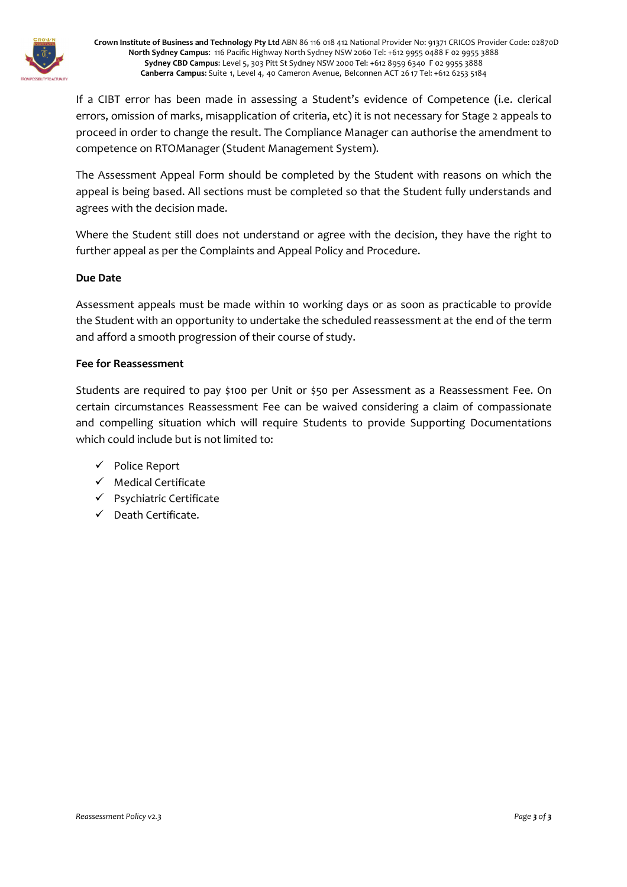If a CIBT error has been made in assessing a Student's evidence of Competence (i.e. clerical errors, omission of marks, misapplication of criteria, etc) it is not necessary for Stage 2 appeals to proceed in order to change the result. The Compliance Manager can authorise the amendment to competence on RTOManager (Student Management System).

The Assessment Appeal Form should be completed by the Student with reasons on which the appeal is being based. All sections must be completed so that the Student fully understands and agrees with the decision made.

Where the Student still does not understand or agree with the decision, they have the right to further appeal as per the Complaints and Appeal Policy and Procedure.

**Due Date**

Assessment appeals must be made within 10 working days or as soon as practicable to provide the Student with an opportunity to undertake the scheduled reassessment at the end of the term and afford a smooth progression of their course of study.

**Fee for Reassessment**

Students are required to pay $100 per Unit or $50 per Assessment as a Reassessment Fee. On certain circumstances Reassessment Fee can be waived considering a claim of compassionate and compelling situation which will require Students to provide Supporting Documentations which could include but is not limited to:

- ✓ Police Report
- ✓ Medical Certificate
- ✓ Psychiatric Certificate
- ✓ Death Certificate.